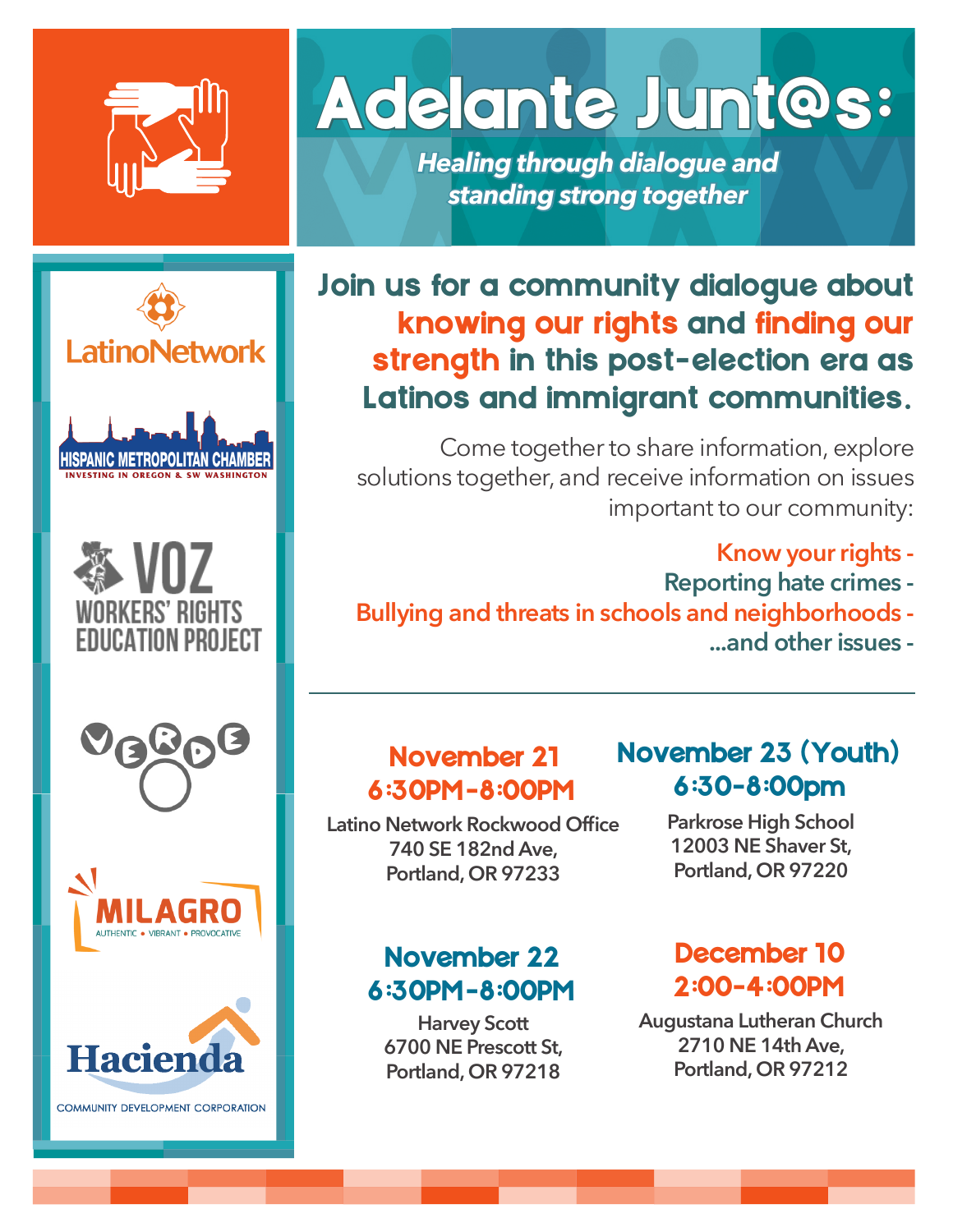# Adelante Junt@s:

*Healing through dialogue and standing strong together*

LatinoNetwork

HISPANIC METROPOLITAN CHAMBER
INVESTING IN OREGON & SW WASHINGTON

VOZ
WORKERS' RIGHTS EDUCATION PROJECT

VERDE

MILAGRO
AUTHENTIC • VIBRANT • PROVOCATIVE

Hacienda
COMMUNITY DEVELOPMENT CORPORATION

## Join us for a community dialogue about knowing our rights and finding our strength in this post-election era as Latinos and immigrant communities.

Come together to share information, explore solutions together, and receive information on issues important to our community:

- Know your rights -
- Reporting hate crimes -
- Bullying and threats in schools and neighborhoods -
- ...and other issues -

---

**November 21**
**6:30PM-8:00PM**
Latino Network Rockwood Office
740 SE 182nd Ave,
Portland, OR 97233

**November 23 (Youth)**
**6:30-8:00pm**
Parkrose High School
12003 NE Shaver St,
Portland, OR 97220

**November 22**
**6:30PM-8:00PM**
Harvey Scott
6700 NE Prescott St,
Portland, OR 97218

**December 10**
**2:00-4:00PM**
Augustana Lutheran Church
2710 NE 14th Ave,
Portland, OR 97212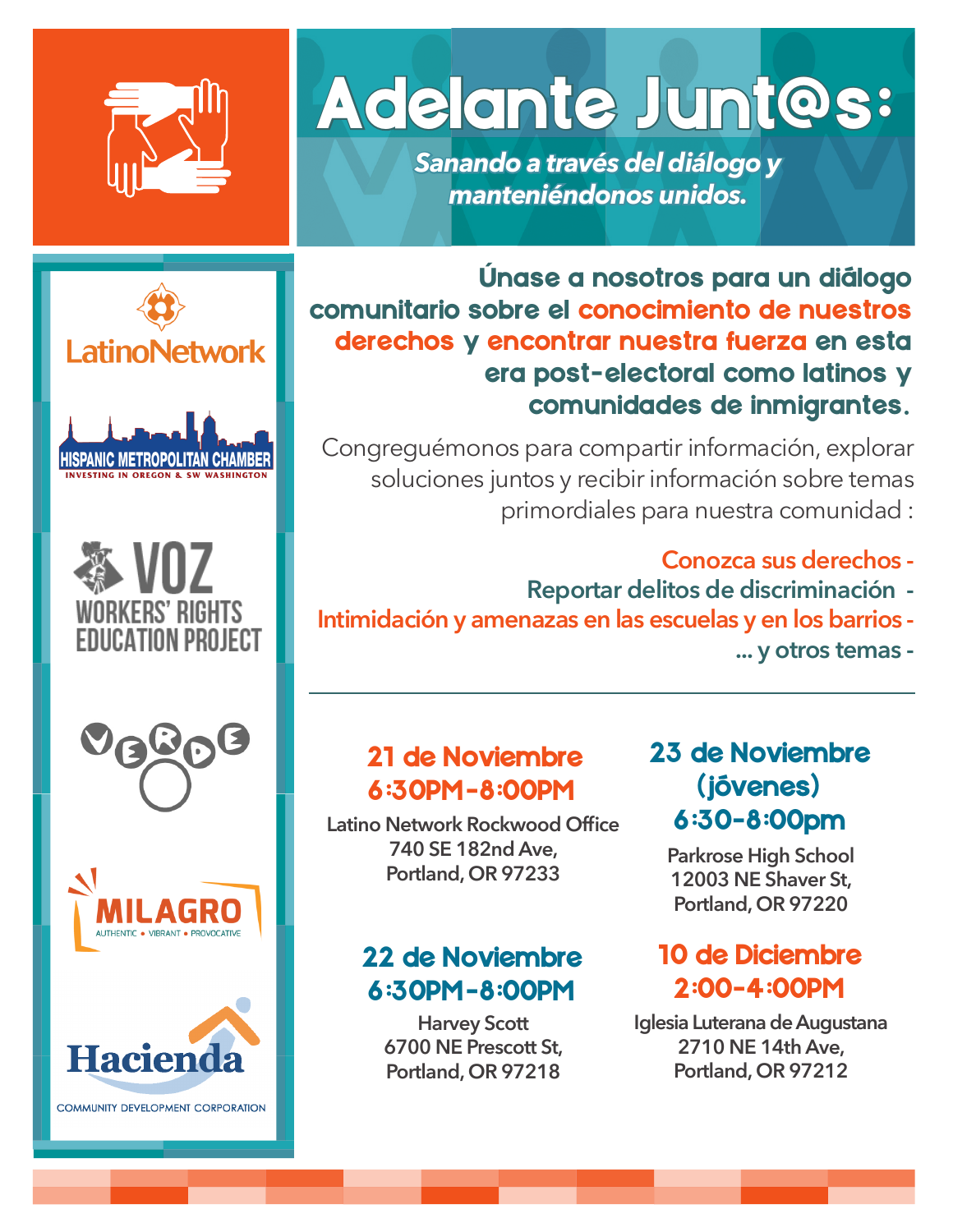# Adelante Junt@s:

***Sanando a través del diálogo y manteniéndonos unidos.***

LatinoNetwork

HISPANIC METROPOLITAN CHAMBER
INVESTING IN OREGON & SW WASHINGTON

VOZ
WORKERS' RIGHTS EDUCATION PROJECT

VERDE

MILAGRO
AUTHENTIC • VIBRANT • PROVOCATIVE

Hacienda
COMMUNITY DEVELOPMENT CORPORATION

## Únase a nosotros para un diálogo comunitario sobre el conocimiento de nuestros derechos y encontrar nuestra fuerza en esta era post-electoral como latinos y comunidades de inmigrantes.

Congreguémonos para compartir información, explorar soluciones juntos y recibir información sobre temas primordiales para nuestra comunidad :

- Conozca sus derechos -
- Reportar delitos de discriminación -
- Intimidación y amenazas en las escuelas y en los barrios -
- ... y otros temas -

---

### 21 de Noviembre
### 6:30PM-8:00PM

Latino Network Rockwood Office
740 SE 182nd Ave,
Portland, OR 97233

### 22 de Noviembre
### 6:30PM-8:00PM

Harvey Scott
6700 NE Prescott St,
Portland, OR 97218

### 23 de Noviembre (jóvenes)
### 6:30-8:00pm

Parkrose High School
12003 NE Shaver St,
Portland, OR 97220

### 10 de Diciembre
### 2:00-4:00PM

Iglesia Luterana de Augustana
2710 NE 14th Ave,
Portland, OR 97212